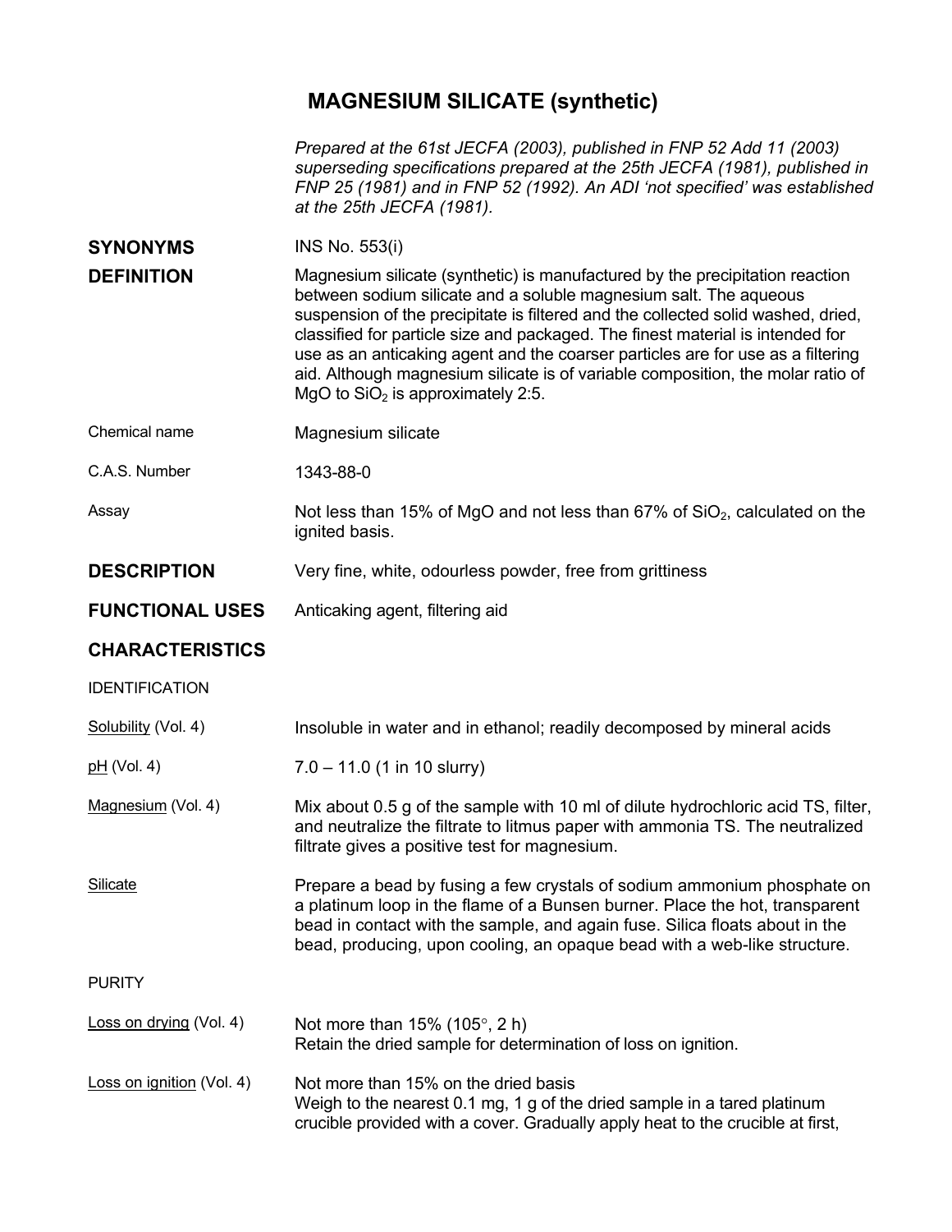# MAGNESIUM SILICATE (synthetic)

*Prepared at the 61st JECFA (2003), published in FNP 52 Add 11 (2003) superseding specifications prepared at the 25th JECFA (1981), published in FNP 25 (1981) and in FNP 52 (1992). An ADI 'not specified' was established at the 25th JECFA (1981).*

**SYNONYMS**

INS No. 553(i)

**DEFINITION**

Magnesium silicate (synthetic) is manufactured by the precipitation reaction between sodium silicate and a soluble magnesium salt. The aqueous suspension of the precipitate is filtered and the collected solid washed, dried, classified for particle size and packaged. The finest material is intended for use as an anticaking agent and the coarser particles are for use as a filtering aid. Although magnesium silicate is of variable composition, the molar ratio of MgO to $SiO_2$ is approximately 2:5.

Chemical name: Magnesium silicate

C.A.S. Number: 1343-88-0

Assay: Not less than 15% of MgO and not less than 67% of $SiO_2$, calculated on the ignited basis.

**DESCRIPTION**

Very fine, white, odourless powder, free from grittiness

**FUNCTIONAL USES**

Anticaking agent, filtering aid

**CHARACTERISTICS**

IDENTIFICATION

Solubility (Vol. 4): Insoluble in water and in ethanol; readily decomposed by mineral acids

pH (Vol. 4): 7.0 – 11.0 (1 in 10 slurry)

Magnesium (Vol. 4): Mix about 0.5 g of the sample with 10 ml of dilute hydrochloric acid TS, filter, and neutralize the filtrate to litmus paper with ammonia TS. The neutralized filtrate gives a positive test for magnesium.

Silicate: Prepare a bead by fusing a few crystals of sodium ammonium phosphate on a platinum loop in the flame of a Bunsen burner. Place the hot, transparent bead in contact with the sample, and again fuse. Silica floats about in the bead, producing, upon cooling, an opaque bead with a web-like structure.

PURITY

Loss on drying (Vol. 4): Not more than 15% (105°, 2 h)
Retain the dried sample for determination of loss on ignition.

Loss on ignition (Vol. 4): Not more than 15% on the dried basis
Weigh to the nearest 0.1 mg, 1 g of the dried sample in a tared platinum crucible provided with a cover. Gradually apply heat to the crucible at first,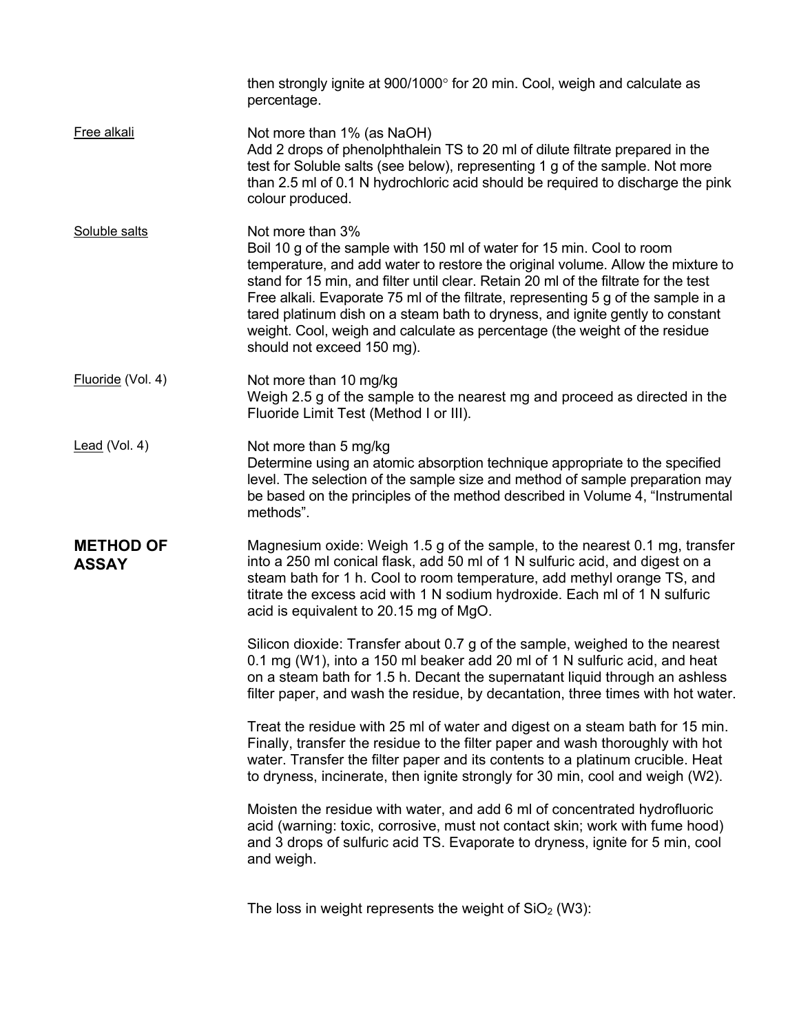then strongly ignite at 900/1000° for 20 min. Cool, weigh and calculate as percentage.

Free alkali

Not more than 1% (as NaOH)
Add 2 drops of phenolphthalein TS to 20 ml of dilute filtrate prepared in the test for Soluble salts (see below), representing 1 g of the sample. Not more than 2.5 ml of 0.1 N hydrochloric acid should be required to discharge the pink colour produced.

Soluble salts

Not more than 3%
Boil 10 g of the sample with 150 ml of water for 15 min. Cool to room temperature, and add water to restore the original volume. Allow the mixture to stand for 15 min, and filter until clear. Retain 20 ml of the filtrate for the test Free alkali. Evaporate 75 ml of the filtrate, representing 5 g of the sample in a tared platinum dish on a steam bath to dryness, and ignite gently to constant weight. Cool, weigh and calculate as percentage (the weight of the residue should not exceed 150 mg).

Fluoride (Vol. 4)

Not more than 10 mg/kg
Weigh 2.5 g of the sample to the nearest mg and proceed as directed in the Fluoride Limit Test (Method I or III).

Lead (Vol. 4)

Not more than 5 mg/kg
Determine using an atomic absorption technique appropriate to the specified level. The selection of the sample size and method of sample preparation may be based on the principles of the method described in Volume 4, "Instrumental methods".

## METHOD OF ASSAY

Magnesium oxide: Weigh 1.5 g of the sample, to the nearest 0.1 mg, transfer into a 250 ml conical flask, add 50 ml of 1 N sulfuric acid, and digest on a steam bath for 1 h. Cool to room temperature, add methyl orange TS, and titrate the excess acid with 1 N sodium hydroxide. Each ml of 1 N sulfuric acid is equivalent to 20.15 mg of MgO.

Silicon dioxide: Transfer about 0.7 g of the sample, weighed to the nearest 0.1 mg (W1), into a 150 ml beaker add 20 ml of 1 N sulfuric acid, and heat on a steam bath for 1.5 h. Decant the supernatant liquid through an ashless filter paper, and wash the residue, by decantation, three times with hot water.

Treat the residue with 25 ml of water and digest on a steam bath for 15 min. Finally, transfer the residue to the filter paper and wash thoroughly with hot water. Transfer the filter paper and its contents to a platinum crucible. Heat to dryness, incinerate, then ignite strongly for 30 min, cool and weigh (W2).

Moisten the residue with water, and add 6 ml of concentrated hydrofluoric acid (warning: toxic, corrosive, must not contact skin; work with fume hood) and 3 drops of sulfuric acid TS. Evaporate to dryness, ignite for 5 min, cool and weigh.

The loss in weight represents the weight of $SiO_2$ (W3):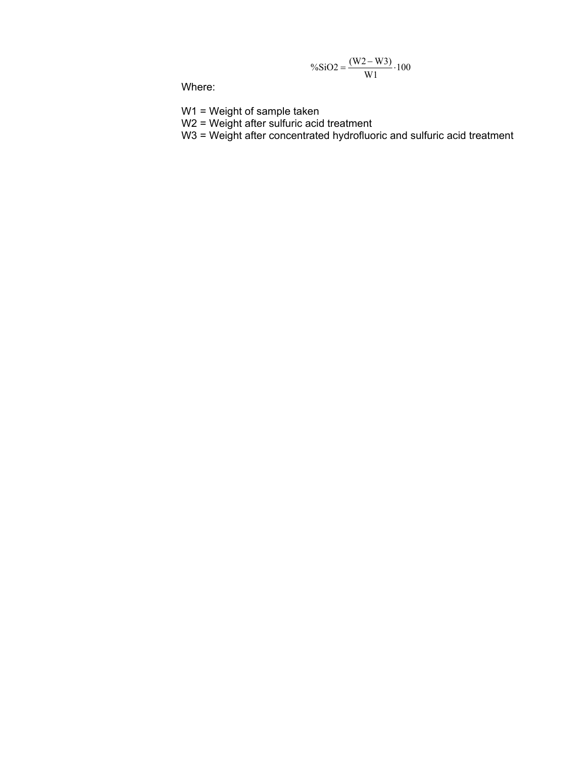$$\%SiO2 = \frac{(W2 - W3)}{W1} \cdot 100$$

Where:

W1 = Weight of sample taken
W2 = Weight after sulfuric acid treatment
W3 = Weight after concentrated hydrofluoric and sulfuric acid treatment